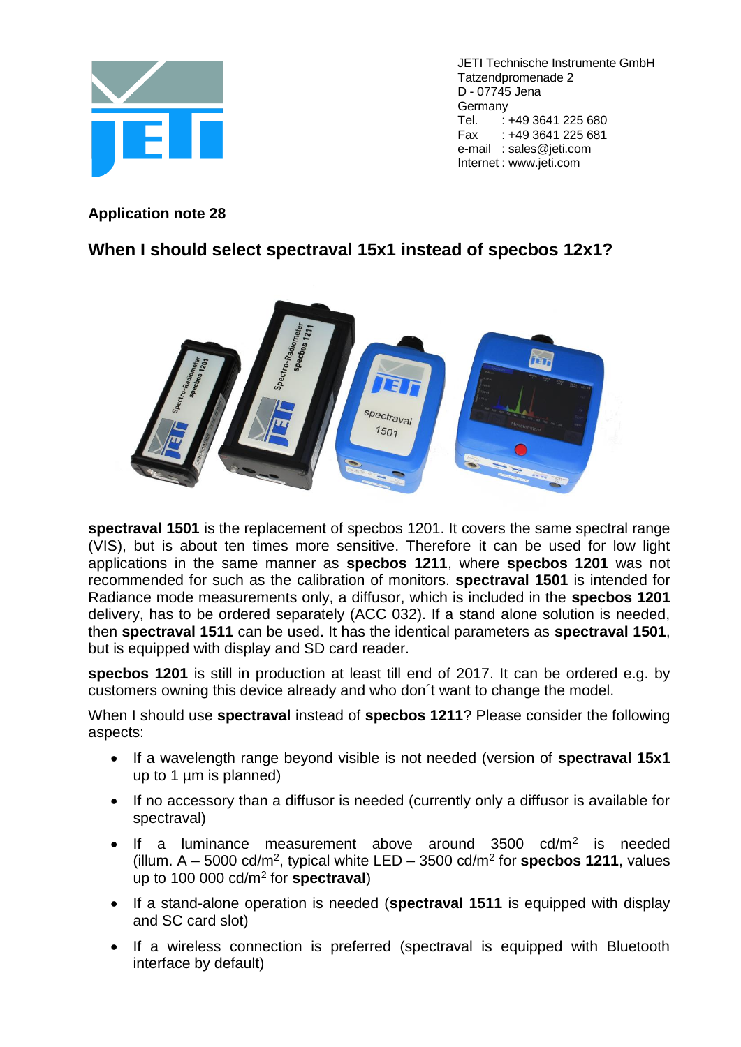JETI Technische Instrumente GmbH
Tatzendpromenade 2
D - 07745 Jena
Germany
Tel. : +49 3641 225 680
Fax : +49 3641 225 681
e-mail : sales@jeti.com
Internet : www.jeti.com

**Application note 28**

## When I should select spectraval 15x1 instead of specbos 12x1?

**spectraval 1501** is the replacement of specbos 1201. It covers the same spectral range (VIS), but is about ten times more sensitive. Therefore it can be used for low light applications in the same manner as **specbos 1211**, where **specbos 1201** was not recommended for such as the calibration of monitors. **spectraval 1501** is intended for Radiance mode measurements only, a diffusor, which is included in the **specbos 1201** delivery, has to be ordered separately (ACC 032). If a stand alone solution is needed, then **spectraval 1511** can be used. It has the identical parameters as **spectraval 1501**, but is equipped with display and SD card reader.

**specbos 1201** is still in production at least till end of 2017. It can be ordered e.g. by customers owning this device already and who don´t want to change the model.

When I should use **spectraval** instead of **specbos 1211**? Please consider the following aspects:

- If a wavelength range beyond visible is not needed (version of **spectraval 15x1** up to 1 µm is planned)
- If no accessory than a diffusor is needed (currently only a diffusor is available for spectraval)
- If a luminance measurement above around 3500 cd/m$^2$ is needed (illum. A – 5000 cd/m$^2$, typical white LED – 3500 cd/m$^2$ for **specbos 1211**, values up to 100 000 cd/m$^2$ for **spectraval**)
- If a stand-alone operation is needed (**spectraval 1511** is equipped with display and SC card slot)
- If a wireless connection is preferred (spectraval is equipped with Bluetooth interface by default)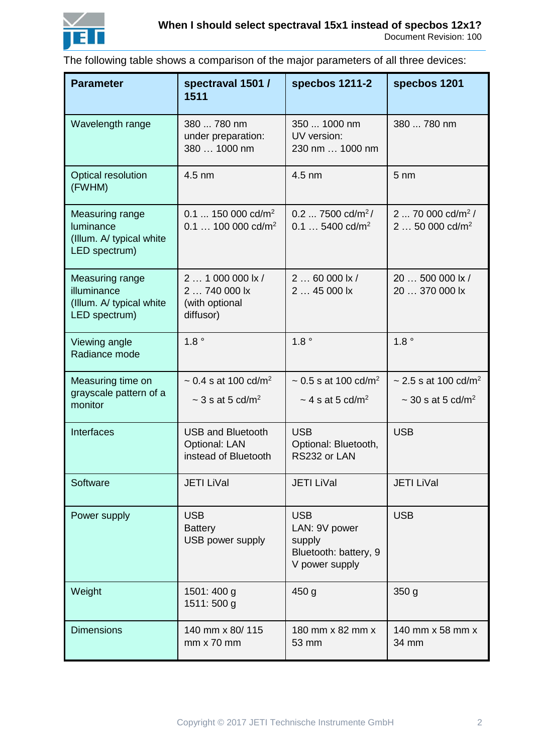The following table shows a comparison of the major parameters of all three devices:

| Parameter | spectraval 1501 / 1511 | specbos 1211-2 | specbos 1201 |
|---|---|---|---|
| Wavelength range | 380 ... 780 nm<br>under preparation:<br>380 … 1000 nm | 350 ... 1000 nm<br>UV version:<br>230 nm … 1000 nm | 380 ... 780 nm |
| Optical resolution (FWHM) | 4.5 nm | 4.5 nm | 5 nm |
| Measuring range luminance (Illum. A/ typical white LED spectrum) | 0.1 ... 150 000 cd/m² /<br>0.1 … 100 000 cd/m² | 0.2 ... 7500 cd/m² /<br>0.1 … 5400 cd/m² | 2 ... 70 000 cd/m² /<br>2 … 50 000 cd/m² |
| Measuring range illuminance (Illum. A/ typical white LED spectrum) | 2 … 1 000 000 lx /<br>2 … 740 000 lx<br>(with optional diffusor) | 2 … 60 000 lx /<br>2 … 45 000 lx | 20 … 500 000 lx /<br>20 … 370 000 lx |
| Viewing angle Radiance mode | 1.8 ° | 1.8 ° | 1.8 ° |
| Measuring time on grayscale pattern of a monitor | ~ 0.4 s at 100 cd/m²<br>~ 3 s at 5 cd/m² | ~ 0.5 s at 100 cd/m²<br>~ 4 s at 5 cd/m² | ~ 2.5 s at 100 cd/m²<br>~ 30 s at 5 cd/m² |
| Interfaces | USB and Bluetooth<br>Optional: LAN instead of Bluetooth | USB<br>Optional: Bluetooth, RS232 or LAN | USB |
| Software | JETI LiVal | JETI LiVal | JETI LiVal |
| Power supply | USB<br>Battery<br>USB power supply | USB<br>LAN: 9V power supply<br>Bluetooth: battery, 9 V power supply | USB |
| Weight | 1501: 400 g<br>1511: 500 g | 450 g | 350 g |
| Dimensions | 140 mm x 80/ 115 mm x 70 mm | 180 mm x 82 mm x 53 mm | 140 mm x 58 mm x 34 mm |

Copyright © 2017 JETI Technische Instrumente GmbH